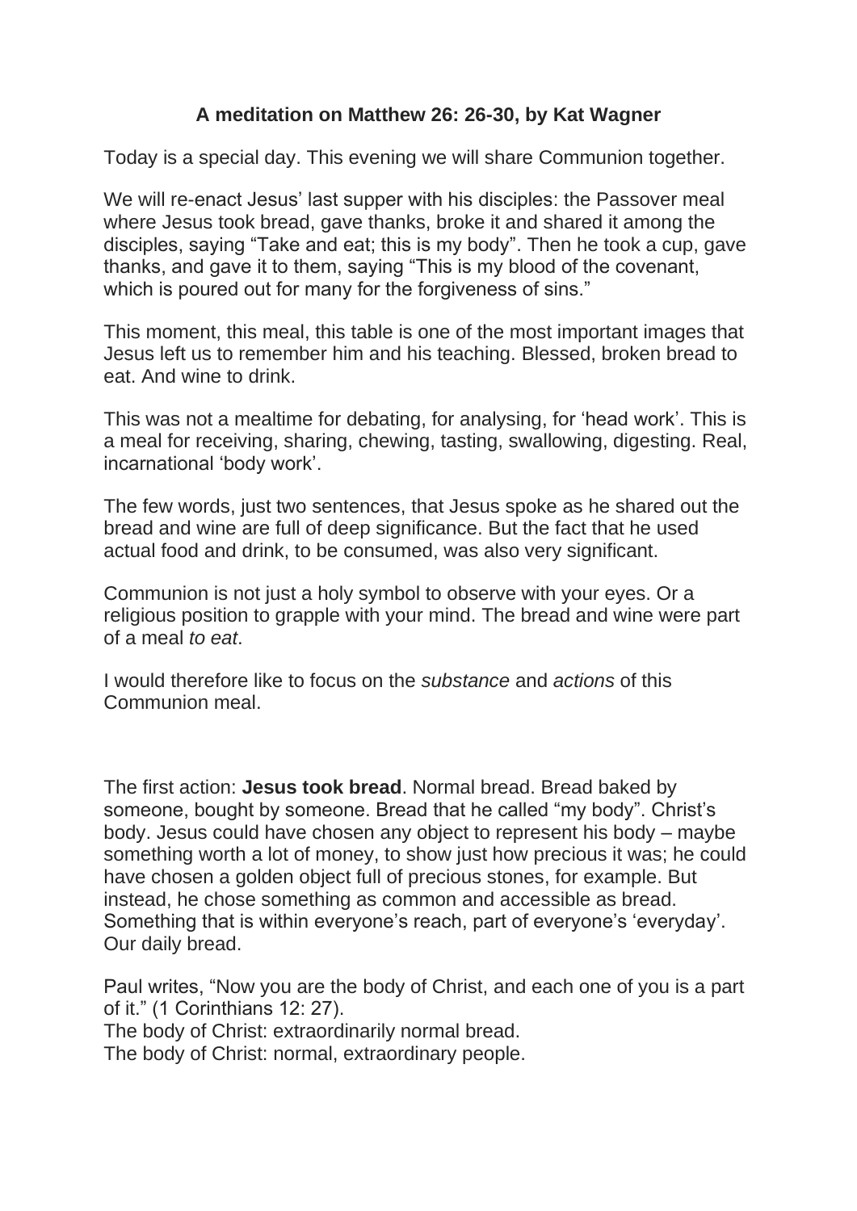**A meditation on Matthew 26: 26-30, by Kat Wagner**

Today is a special day. This evening we will share Communion together.

We will re-enact Jesus' last supper with his disciples: the Passover meal where Jesus took bread, gave thanks, broke it and shared it among the disciples, saying "Take and eat; this is my body". Then he took a cup, gave thanks, and gave it to them, saying "This is my blood of the covenant, which is poured out for many for the forgiveness of sins."

This moment, this meal, this table is one of the most important images that Jesus left us to remember him and his teaching. Blessed, broken bread to eat. And wine to drink.

This was not a mealtime for debating, for analysing, for 'head work'. This is a meal for receiving, sharing, chewing, tasting, swallowing, digesting. Real, incarnational 'body work'.

The few words, just two sentences, that Jesus spoke as he shared out the bread and wine are full of deep significance. But the fact that he used actual food and drink, to be consumed, was also very significant.

Communion is not just a holy symbol to observe with your eyes. Or a religious position to grapple with your mind. The bread and wine were part of a meal *to eat*.

I would therefore like to focus on the *substance* and *actions* of this Communion meal.

The first action: **Jesus took bread**. Normal bread. Bread baked by someone, bought by someone. Bread that he called "my body". Christ's body. Jesus could have chosen any object to represent his body – maybe something worth a lot of money, to show just how precious it was; he could have chosen a golden object full of precious stones, for example. But instead, he chose something as common and accessible as bread. Something that is within everyone's reach, part of everyone's 'everyday'. Our daily bread.

Paul writes, "Now you are the body of Christ, and each one of you is a part of it." (1 Corinthians 12: 27).
The body of Christ: extraordinarily normal bread.
The body of Christ: normal, extraordinary people.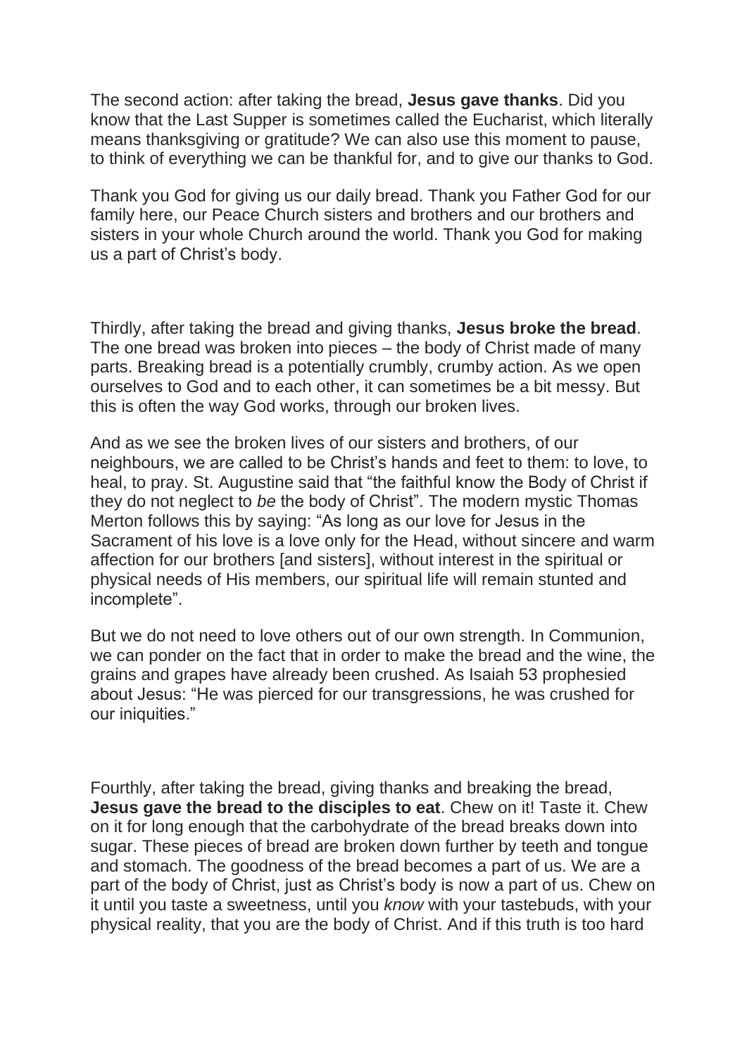The second action: after taking the bread, **Jesus gave thanks**. Did you know that the Last Supper is sometimes called the Eucharist, which literally means thanksgiving or gratitude? We can also use this moment to pause, to think of everything we can be thankful for, and to give our thanks to God.

Thank you God for giving us our daily bread. Thank you Father God for our family here, our Peace Church sisters and brothers and our brothers and sisters in your whole Church around the world. Thank you God for making us a part of Christ's body.

Thirdly, after taking the bread and giving thanks, **Jesus broke the bread**. The one bread was broken into pieces – the body of Christ made of many parts. Breaking bread is a potentially crumbly, crumby action. As we open ourselves to God and to each other, it can sometimes be a bit messy. But this is often the way God works, through our broken lives.

And as we see the broken lives of our sisters and brothers, of our neighbours, we are called to be Christ's hands and feet to them: to love, to heal, to pray. St. Augustine said that "the faithful know the Body of Christ if they do not neglect to *be* the body of Christ". The modern mystic Thomas Merton follows this by saying: "As long as our love for Jesus in the Sacrament of his love is a love only for the Head, without sincere and warm affection for our brothers [and sisters], without interest in the spiritual or physical needs of His members, our spiritual life will remain stunted and incomplete".

But we do not need to love others out of our own strength. In Communion, we can ponder on the fact that in order to make the bread and the wine, the grains and grapes have already been crushed. As Isaiah 53 prophesied about Jesus: "He was pierced for our transgressions, he was crushed for our iniquities."

Fourthly, after taking the bread, giving thanks and breaking the bread, **Jesus gave the bread to the disciples to eat**. Chew on it! Taste it. Chew on it for long enough that the carbohydrate of the bread breaks down into sugar. These pieces of bread are broken down further by teeth and tongue and stomach. The goodness of the bread becomes a part of us. We are a part of the body of Christ, just as Christ's body is now a part of us. Chew on it until you taste a sweetness, until you *know* with your tastebuds, with your physical reality, that you are the body of Christ. And if this truth is too hard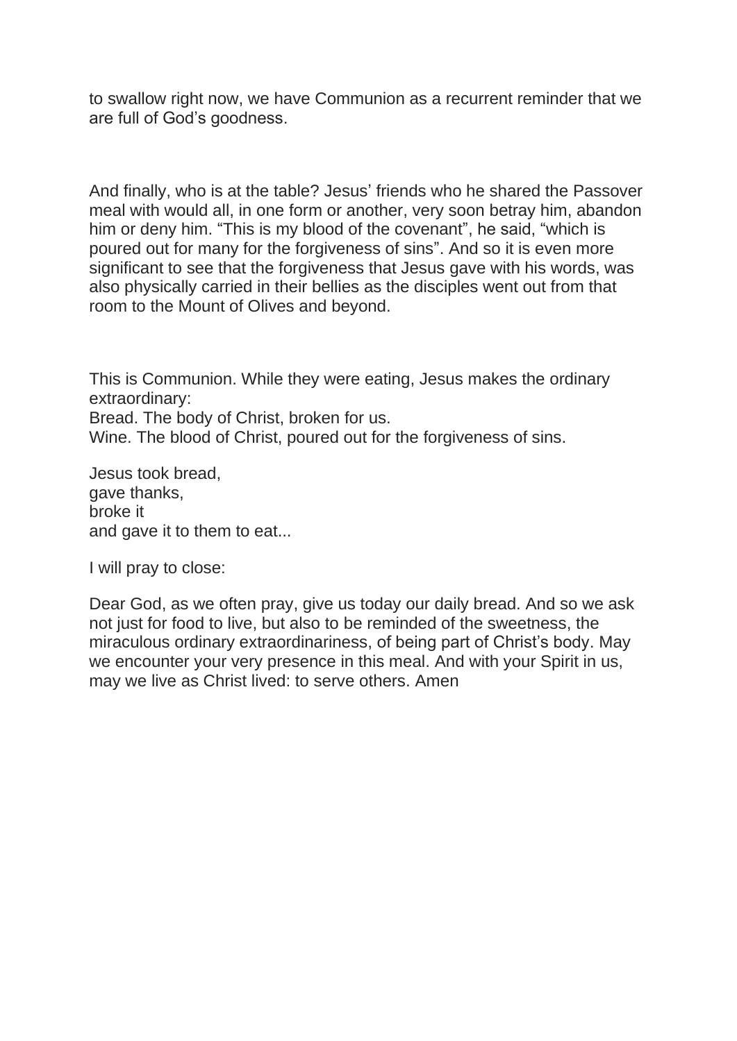to swallow right now, we have Communion as a recurrent reminder that we are full of God's goodness.

And finally, who is at the table? Jesus' friends who he shared the Passover meal with would all, in one form or another, very soon betray him, abandon him or deny him. "This is my blood of the covenant", he said, "which is poured out for many for the forgiveness of sins". And so it is even more significant to see that the forgiveness that Jesus gave with his words, was also physically carried in their bellies as the disciples went out from that room to the Mount of Olives and beyond.

This is Communion. While they were eating, Jesus makes the ordinary extraordinary:
Bread. The body of Christ, broken for us.
Wine. The blood of Christ, poured out for the forgiveness of sins.

Jesus took bread,
gave thanks,
broke it
and gave it to them to eat...

I will pray to close:

Dear God, as we often pray, give us today our daily bread. And so we ask not just for food to live, but also to be reminded of the sweetness, the miraculous ordinary extraordinariness, of being part of Christ's body. May we encounter your very presence in this meal. And with your Spirit in us, may we live as Christ lived: to serve others. Amen